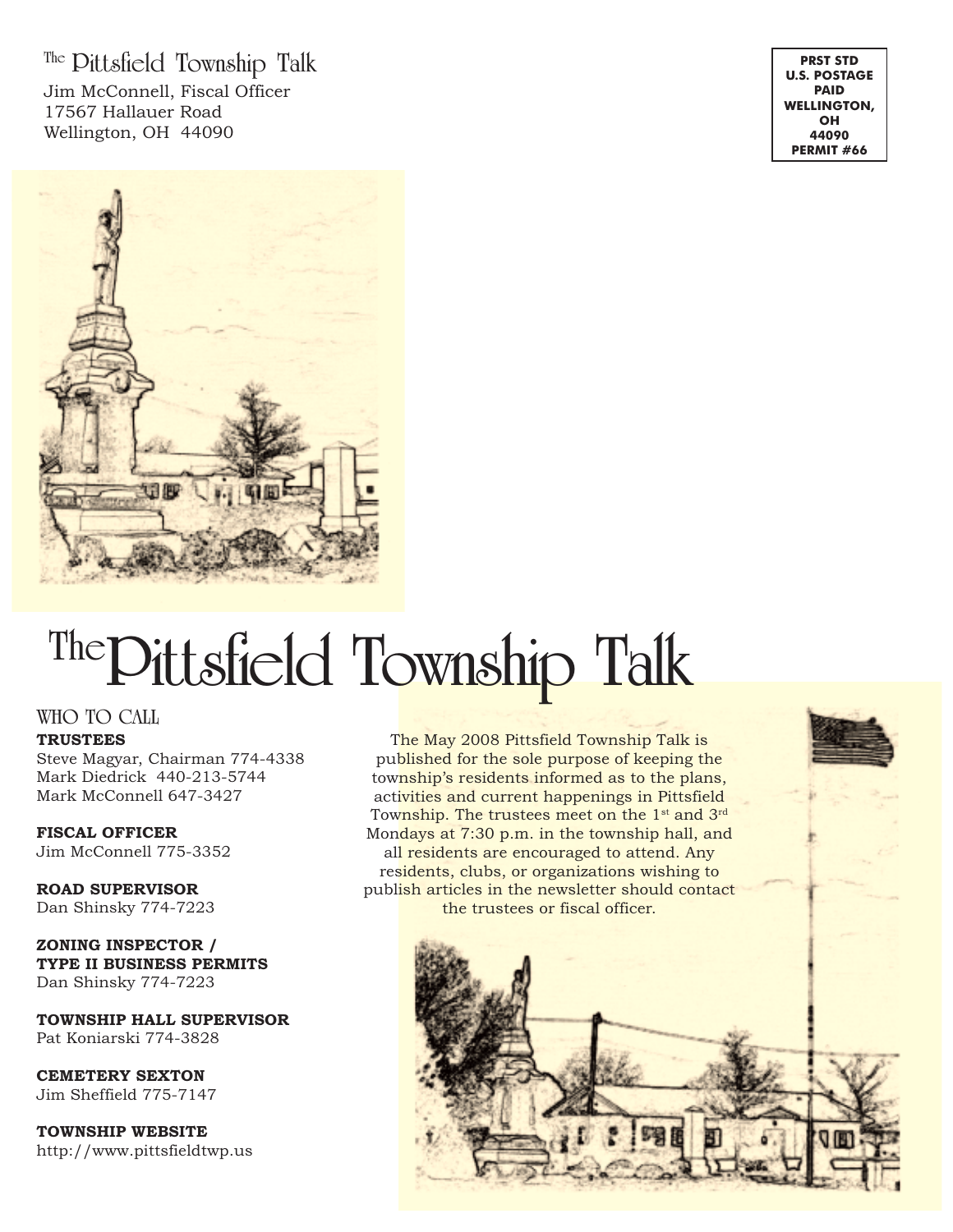The Pittsfield Township Talk

Jim McConnell, Fiscal Officer
17567 Hallauer Road
Wellington, OH 44090

PRST STD
U.S. POSTAGE
PAID
WELLINGTON, OH
44090
PERMIT #66

# The Pittsfield Township Talk

## WHO TO CALL

**TRUSTEES**
Steve Magyar, Chairman 774-4338
Mark Diedrick 440-213-5744
Mark McConnell 647-3427

**FISCAL OFFICER**
Jim McConnell 775-3352

**ROAD SUPERVISOR**
Dan Shinsky 774-7223

**ZONING INSPECTOR / TYPE II BUSINESS PERMITS**
Dan Shinsky 774-7223

**TOWNSHIP HALL SUPERVISOR**
Pat Koniarski 774-3828

**CEMETERY SEXTON**
Jim Sheffield 775-7147

**TOWNSHIP WEBSITE**
http://www.pittsfieldtwp.us

The May 2008 Pittsfield Township Talk is published for the sole purpose of keeping the township's residents informed as to the plans, activities and current happenings in Pittsfield Township. The trustees meet on the 1st and 3rd Mondays at 7:30 p.m. in the township hall, and all residents are encouraged to attend. Any residents, clubs, or organizations wishing to publish articles in the newsletter should contact the trustees or fiscal officer.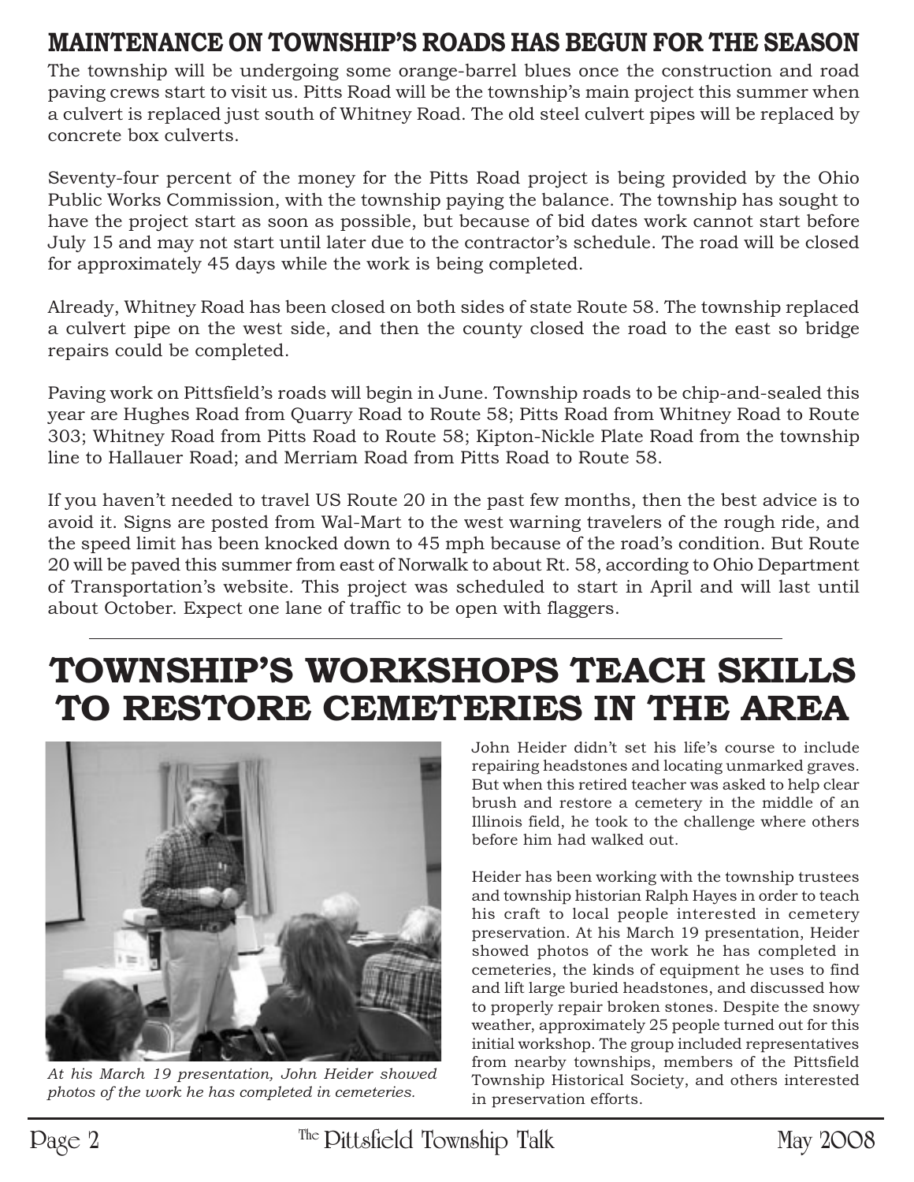## MAINTENANCE ON TOWNSHIP'S ROADS HAS BEGUN FOR THE SEASON

The township will be undergoing some orange-barrel blues once the construction and road paving crews start to visit us. Pitts Road will be the township's main project this summer when a culvert is replaced just south of Whitney Road. The old steel culvert pipes will be replaced by concrete box culverts.

Seventy-four percent of the money for the Pitts Road project is being provided by the Ohio Public Works Commission, with the township paying the balance. The township has sought to have the project start as soon as possible, but because of bid dates work cannot start before July 15 and may not start until later due to the contractor's schedule. The road will be closed for approximately 45 days while the work is being completed.

Already, Whitney Road has been closed on both sides of state Route 58. The township replaced a culvert pipe on the west side, and then the county closed the road to the east so bridge repairs could be completed.

Paving work on Pittsfield's roads will begin in June. Township roads to be chip-and-sealed this year are Hughes Road from Quarry Road to Route 58; Pitts Road from Whitney Road to Route 303; Whitney Road from Pitts Road to Route 58; Kipton-Nickle Plate Road from the township line to Hallauer Road; and Merriam Road from Pitts Road to Route 58.

If you haven't needed to travel US Route 20 in the past few months, then the best advice is to avoid it. Signs are posted from Wal-Mart to the west warning travelers of the rough ride, and the speed limit has been knocked down to 45 mph because of the road's condition. But Route 20 will be paved this summer from east of Norwalk to about Rt. 58, according to Ohio Department of Transportation's website. This project was scheduled to start in April and will last until about October. Expect one lane of traffic to be open with flaggers.

---

# TOWNSHIP'S WORKSHOPS TEACH SKILLS TO RESTORE CEMETERIES IN THE AREA

*At his March 19 presentation, John Heider showed photos of the work he has completed in cemeteries.*

John Heider didn't set his life's course to include repairing headstones and locating unmarked graves. But when this retired teacher was asked to help clear brush and restore a cemetery in the middle of an Illinois field, he took to the challenge where others before him had walked out.

Heider has been working with the township trustees and township historian Ralph Hayes in order to teach his craft to local people interested in cemetery preservation. At his March 19 presentation, Heider showed photos of the work he has completed in cemeteries, the kinds of equipment he uses to find and lift large buried headstones, and discussed how to properly repair broken stones. Despite the snowy weather, approximately 25 people turned out for this initial workshop. The group included representatives from nearby townships, members of the Pittsfield Township Historical Society, and others interested in preservation efforts.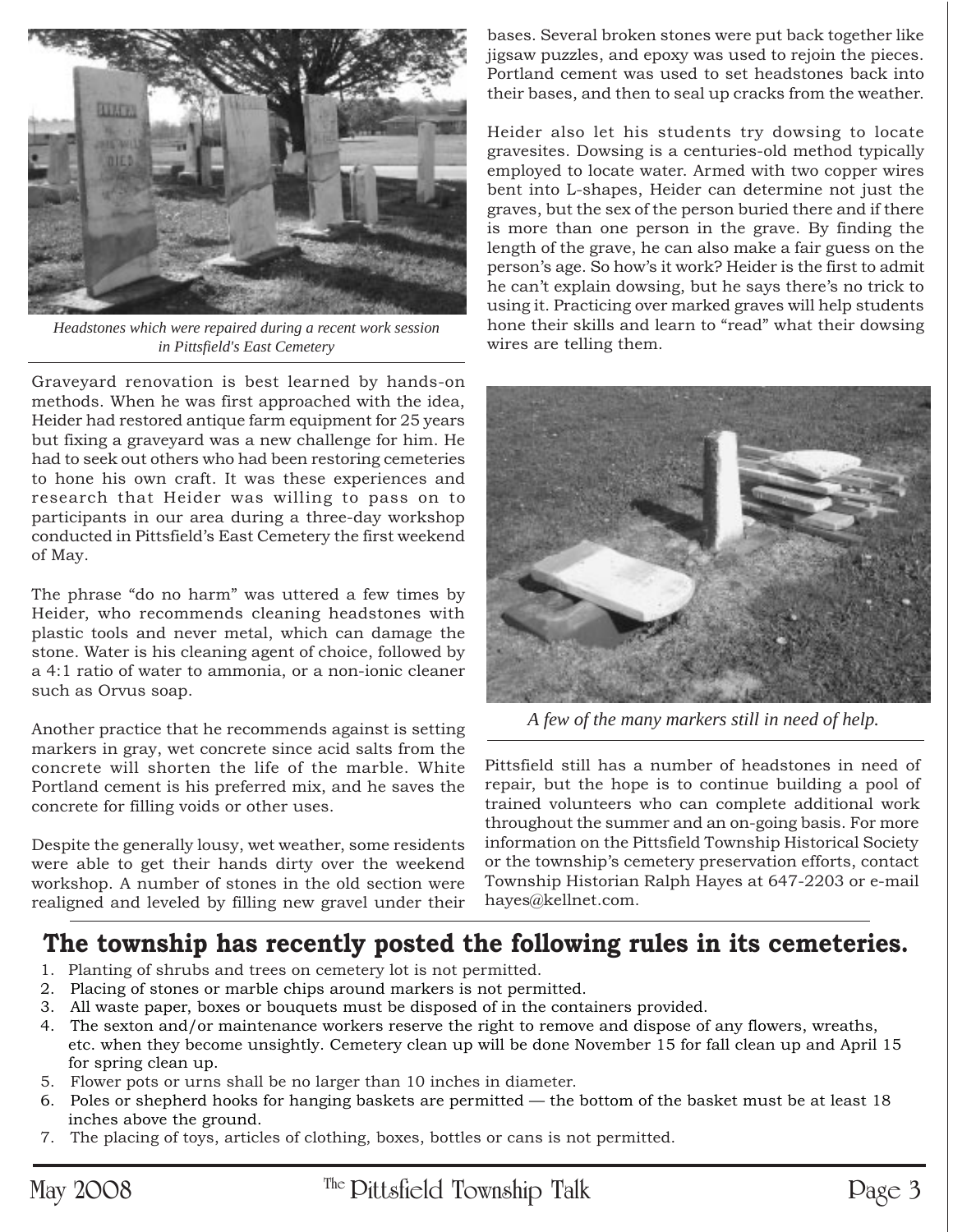*Headstones which were repaired during a recent work session in Pittsfield's East Cemetery*

Graveyard renovation is best learned by hands-on methods. When he was first approached with the idea, Heider had restored antique farm equipment for 25 years but fixing a graveyard was a new challenge for him. He had to seek out others who had been restoring cemeteries to hone his own craft. It was these experiences and research that Heider was willing to pass on to participants in our area during a three-day workshop conducted in Pittsfield's East Cemetery the first weekend of May.

The phrase "do no harm" was uttered a few times by Heider, who recommends cleaning headstones with plastic tools and never metal, which can damage the stone. Water is his cleaning agent of choice, followed by a 4:1 ratio of water to ammonia, or a non-ionic cleaner such as Orvus soap.

Another practice that he recommends against is setting markers in gray, wet concrete since acid salts from the concrete will shorten the life of the marble. White Portland cement is his preferred mix, and he saves the concrete for filling voids or other uses.

Despite the generally lousy, wet weather, some residents were able to get their hands dirty over the weekend workshop. A number of stones in the old section were realigned and leveled by filling new gravel under their bases. Several broken stones were put back together like jigsaw puzzles, and epoxy was used to rejoin the pieces. Portland cement was used to set headstones back into their bases, and then to seal up cracks from the weather.

Heider also let his students try dowsing to locate gravesites. Dowsing is a centuries-old method typically employed to locate water. Armed with two copper wires bent into L-shapes, Heider can determine not just the graves, but the sex of the person buried there and if there is more than one person in the grave. By finding the length of the grave, he can also make a fair guess on the person's age. So how's it work? Heider is the first to admit he can't explain dowsing, but he says there's no trick to using it. Practicing over marked graves will help students hone their skills and learn to "read" what their dowsing wires are telling them.

*A few of the many markers still in need of help.*

Pittsfield still has a number of headstones in need of repair, but the hope is to continue building a pool of trained volunteers who can complete additional work throughout the summer and an on-going basis. For more information on the Pittsfield Township Historical Society or the township's cemetery preservation efforts, contact Township Historian Ralph Hayes at 647-2203 or e-mail hayes@kellnet.com.

## The township has recently posted the following rules in its cemeteries.

1. Planting of shrubs and trees on cemetery lot is not permitted.
2. Placing of stones or marble chips around markers is not permitted.
3. All waste paper, boxes or bouquets must be disposed of in the containers provided.
4. The sexton and/or maintenance workers reserve the right to remove and dispose of any flowers, wreaths, etc. when they become unsightly. Cemetery clean up will be done November 15 for fall clean up and April 15 for spring clean up.
5. Flower pots or urns shall be no larger than 10 inches in diameter.
6. Poles or shepherd hooks for hanging baskets are permitted — the bottom of the basket must be at least 18 inches above the ground.
7. The placing of toys, articles of clothing, boxes, bottles or cans is not permitted.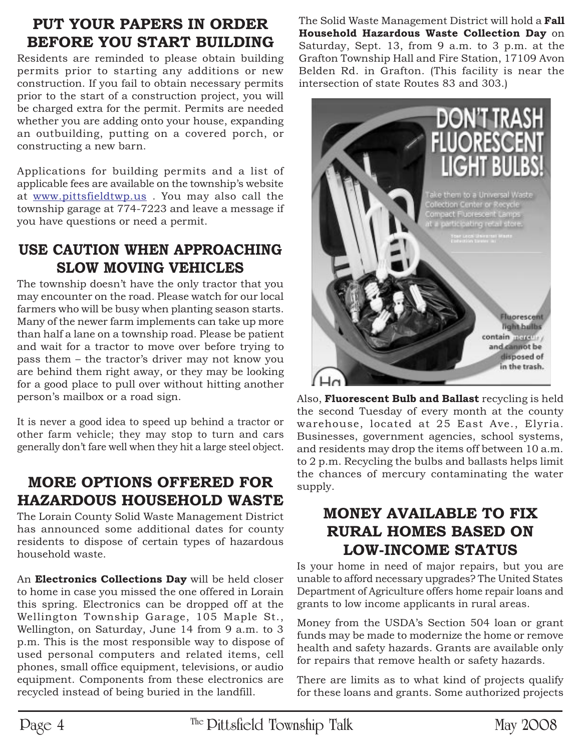## PUT YOUR PAPERS IN ORDER BEFORE YOU START BUILDING

Residents are reminded to please obtain building permits prior to starting any additions or new construction. If you fail to obtain necessary permits prior to the start of a construction project, you will be charged extra for the permit. Permits are needed whether you are adding onto your house, expanding an outbuilding, putting on a covered porch, or constructing a new barn.

Applications for building permits and a list of applicable fees are available on the township's website at www.pittsfieldtwp.us . You may also call the township garage at 774-7223 and leave a message if you have questions or need a permit.

## USE CAUTION WHEN APPROACHING SLOW MOVING VEHICLES

The township doesn't have the only tractor that you may encounter on the road. Please watch for our local farmers who will be busy when planting season starts. Many of the newer farm implements can take up more than half a lane on a township road. Please be patient and wait for a tractor to move over before trying to pass them – the tractor's driver may not know you are behind them right away, or they may be looking for a good place to pull over without hitting another person's mailbox or a road sign.

It is never a good idea to speed up behind a tractor or other farm vehicle; they may stop to turn and cars generally don't fare well when they hit a large steel object.

## MORE OPTIONS OFFERED FOR HAZARDOUS HOUSEHOLD WASTE

The Lorain County Solid Waste Management District has announced some additional dates for county residents to dispose of certain types of hazardous household waste.

An **Electronics Collections Day** will be held closer to home in case you missed the one offered in Lorain this spring. Electronics can be dropped off at the Wellington Township Garage, 105 Maple St., Wellington, on Saturday, June 14 from 9 a.m. to 3 p.m. This is the most responsible way to dispose of used personal computers and related items, cell phones, small office equipment, televisions, or audio equipment. Components from these electronics are recycled instead of being buried in the landfill.

The Solid Waste Management District will hold a **Fall Household Hazardous Waste Collection Day** on Saturday, Sept. 13, from 9 a.m. to 3 p.m. at the Grafton Township Hall and Fire Station, 17109 Avon Belden Rd. in Grafton. (This facility is near the intersection of state Routes 83 and 303.)

DON'T TRASH FLUORESCENT LIGHT BULBS!

Take them to a Universal Waste Collection Center or Recycle Compact Fluorescent Lamps at a participating retail store.

Fluorescent light bulbs contain mercury and cannot be disposed of in the trash.

Also, **Fluorescent Bulb and Ballast** recycling is held the second Tuesday of every month at the county warehouse, located at 25 East Ave., Elyria. Businesses, government agencies, school systems, and residents may drop the items off between 10 a.m. to 2 p.m. Recycling the bulbs and ballasts helps limit the chances of mercury contaminating the water supply.

## MONEY AVAILABLE TO FIX RURAL HOMES BASED ON LOW-INCOME STATUS

Is your home in need of major repairs, but you are unable to afford necessary upgrades? The United States Department of Agriculture offers home repair loans and grants to low income applicants in rural areas.

Money from the USDA's Section 504 loan or grant funds may be made to modernize the home or remove health and safety hazards. Grants are available only for repairs that remove health or safety hazards.

There are limits as to what kind of projects qualify for these loans and grants. Some authorized projects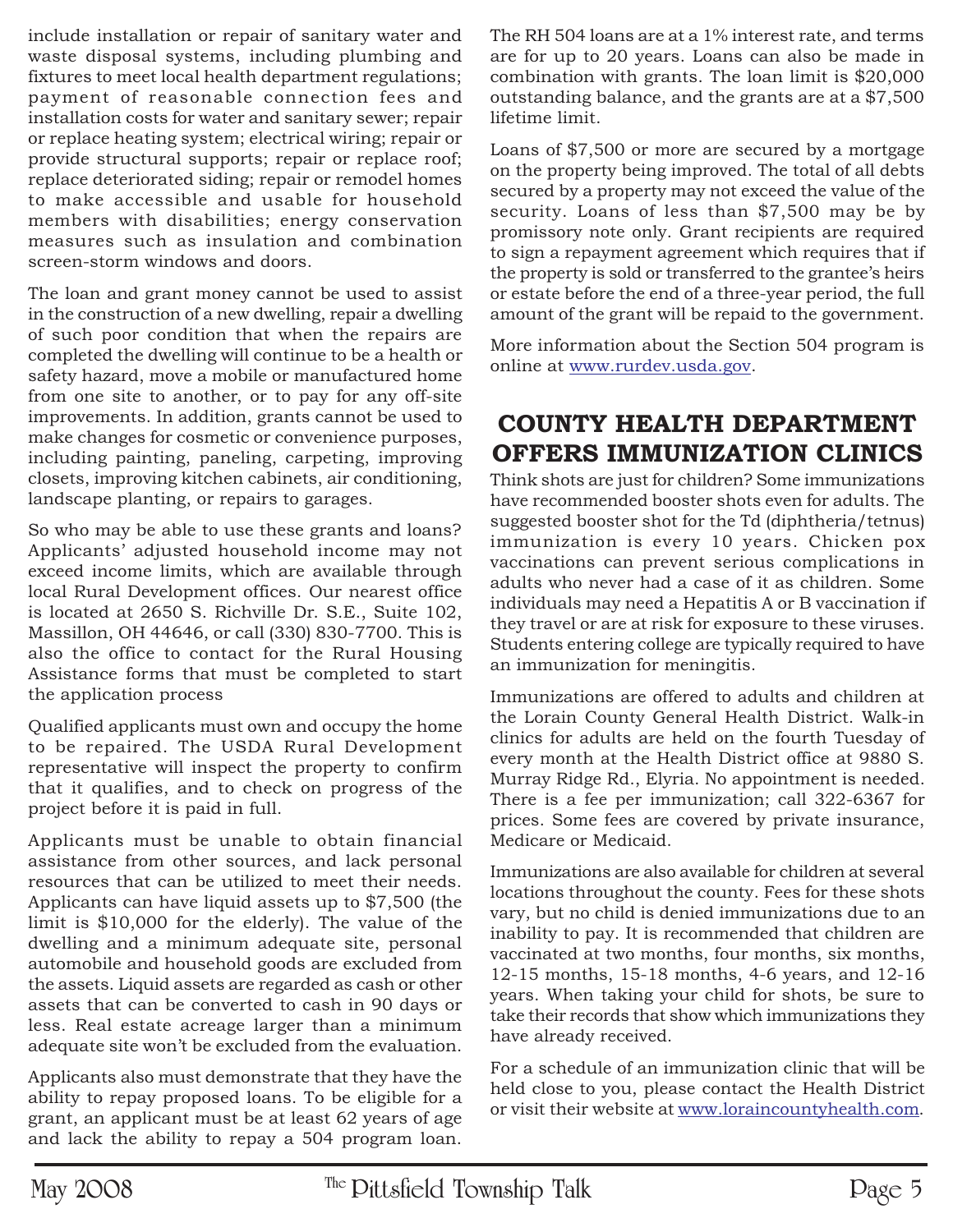include installation or repair of sanitary water and waste disposal systems, including plumbing and fixtures to meet local health department regulations; payment of reasonable connection fees and installation costs for water and sanitary sewer; repair or replace heating system; electrical wiring; repair or provide structural supports; repair or replace roof; replace deteriorated siding; repair or remodel homes to make accessible and usable for household members with disabilities; energy conservation measures such as insulation and combination screen-storm windows and doors.

The loan and grant money cannot be used to assist in the construction of a new dwelling, repair a dwelling of such poor condition that when the repairs are completed the dwelling will continue to be a health or safety hazard, move a mobile or manufactured home from one site to another, or to pay for any off-site improvements. In addition, grants cannot be used to make changes for cosmetic or convenience purposes, including painting, paneling, carpeting, improving closets, improving kitchen cabinets, air conditioning, landscape planting, or repairs to garages.

So who may be able to use these grants and loans? Applicants' adjusted household income may not exceed income limits, which are available through local Rural Development offices. Our nearest office is located at 2650 S. Richville Dr. S.E., Suite 102, Massillon, OH 44646, or call (330) 830-7700. This is also the office to contact for the Rural Housing Assistance forms that must be completed to start the application process

Qualified applicants must own and occupy the home to be repaired. The USDA Rural Development representative will inspect the property to confirm that it qualifies, and to check on progress of the project before it is paid in full.

Applicants must be unable to obtain financial assistance from other sources, and lack personal resources that can be utilized to meet their needs. Applicants can have liquid assets up to $7,500 (the limit is $10,000 for the elderly). The value of the dwelling and a minimum adequate site, personal automobile and household goods are excluded from the assets. Liquid assets are regarded as cash or other assets that can be converted to cash in 90 days or less. Real estate acreage larger than a minimum adequate site won't be excluded from the evaluation.

Applicants also must demonstrate that they have the ability to repay proposed loans. To be eligible for a grant, an applicant must be at least 62 years of age and lack the ability to repay a 504 program loan.

The RH 504 loans are at a 1% interest rate, and terms are for up to 20 years. Loans can also be made in combination with grants. The loan limit is $20,000 outstanding balance, and the grants are at a $7,500 lifetime limit.

Loans of $7,500 or more are secured by a mortgage on the property being improved. The total of all debts secured by a property may not exceed the value of the security. Loans of less than $7,500 may be by promissory note only. Grant recipients are required to sign a repayment agreement which requires that if the property is sold or transferred to the grantee's heirs or estate before the end of a three-year period, the full amount of the grant will be repaid to the government.

More information about the Section 504 program is online at www.rurdev.usda.gov.

## COUNTY HEALTH DEPARTMENT OFFERS IMMUNIZATION CLINICS

Think shots are just for children? Some immunizations have recommended booster shots even for adults. The suggested booster shot for the Td (diphtheria/tetnus) immunization is every 10 years. Chicken pox vaccinations can prevent serious complications in adults who never had a case of it as children. Some individuals may need a Hepatitis A or B vaccination if they travel or are at risk for exposure to these viruses. Students entering college are typically required to have an immunization for meningitis.

Immunizations are offered to adults and children at the Lorain County General Health District. Walk-in clinics for adults are held on the fourth Tuesday of every month at the Health District office at 9880 S. Murray Ridge Rd., Elyria. No appointment is needed. There is a fee per immunization; call 322-6367 for prices. Some fees are covered by private insurance, Medicare or Medicaid.

Immunizations are also available for children at several locations throughout the county. Fees for these shots vary, but no child is denied immunizations due to an inability to pay. It is recommended that children are vaccinated at two months, four months, six months, 12-15 months, 15-18 months, 4-6 years, and 12-16 years. When taking your child for shots, be sure to take their records that show which immunizations they have already received.

For a schedule of an immunization clinic that will be held close to you, please contact the Health District or visit their website at www.loraincountyhealth.com.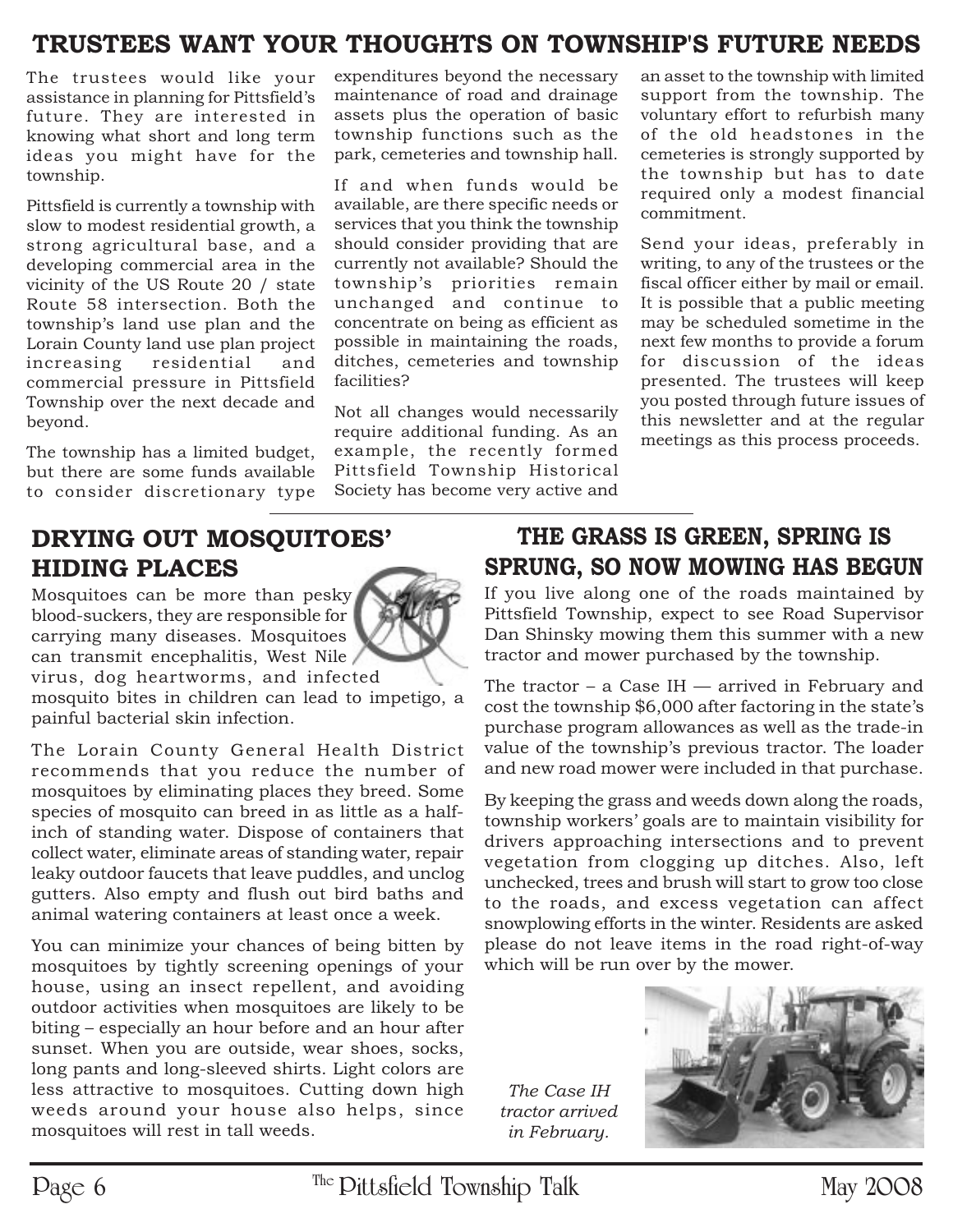## TRUSTEES WANT YOUR THOUGHTS ON TOWNSHIP'S FUTURE NEEDS

The trustees would like your assistance in planning for Pittsfield's future. They are interested in knowing what short and long term ideas you might have for the township.

Pittsfield is currently a township with slow to modest residential growth, a strong agricultural base, and a developing commercial area in the vicinity of the US Route 20 / state Route 58 intersection. Both the township's land use plan and the Lorain County land use plan project increasing residential and commercial pressure in Pittsfield Township over the next decade and beyond.

The township has a limited budget, but there are some funds available to consider discretionary type expenditures beyond the necessary maintenance of road and drainage assets plus the operation of basic township functions such as the park, cemeteries and township hall.

If and when funds would be available, are there specific needs or services that you think the township should consider providing that are currently not available? Should the township's priorities remain unchanged and continue to concentrate on being as efficient as possible in maintaining the roads, ditches, cemeteries and township facilities?

Not all changes would necessarily require additional funding. As an example, the recently formed Pittsfield Township Historical Society has become very active and an asset to the township with limited support from the township. The voluntary effort to refurbish many of the old headstones in the cemeteries is strongly supported by the township but has to date required only a modest financial commitment.

Send your ideas, preferably in writing, to any of the trustees or the fiscal officer either by mail or email. It is possible that a public meeting may be scheduled sometime in the next few months to provide a forum for discussion of the ideas presented. The trustees will keep you posted through future issues of this newsletter and at the regular meetings as this process proceeds.

## DRYING OUT MOSQUITOES' HIDING PLACES

Mosquitoes can be more than pesky blood-suckers, they are responsible for carrying many diseases. Mosquitoes can transmit encephalitis, West Nile virus, dog heartworms, and infected mosquito bites in children can lead to impetigo, a painful bacterial skin infection.

The Lorain County General Health District recommends that you reduce the number of mosquitoes by eliminating places they breed. Some species of mosquito can breed in as little as a half-inch of standing water. Dispose of containers that collect water, eliminate areas of standing water, repair leaky outdoor faucets that leave puddles, and unclog gutters. Also empty and flush out bird baths and animal watering containers at least once a week.

You can minimize your chances of being bitten by mosquitoes by tightly screening openings of your house, using an insect repellent, and avoiding outdoor activities when mosquitoes are likely to be biting – especially an hour before and an hour after sunset. When you are outside, wear shoes, socks, long pants and long-sleeved shirts. Light colors are less attractive to mosquitoes. Cutting down high weeds around your house also helps, since mosquitoes will rest in tall weeds.

## THE GRASS IS GREEN, SPRING IS SPRUNG, SO NOW MOWING HAS BEGUN

If you live along one of the roads maintained by Pittsfield Township, expect to see Road Supervisor Dan Shinsky mowing them this summer with a new tractor and mower purchased by the township.

The tractor – a Case IH — arrived in February and cost the township $6,000 after factoring in the state's purchase program allowances as well as the trade-in value of the township's previous tractor. The loader and new road mower were included in that purchase.

By keeping the grass and weeds down along the roads, township workers' goals are to maintain visibility for drivers approaching intersections and to prevent vegetation from clogging up ditches. Also, left unchecked, trees and brush will start to grow too close to the roads, and excess vegetation can affect snowplowing efforts in the winter. Residents are asked please do not leave items in the road right-of-way which will be run over by the mower.

*The Case IH tractor arrived in February.*